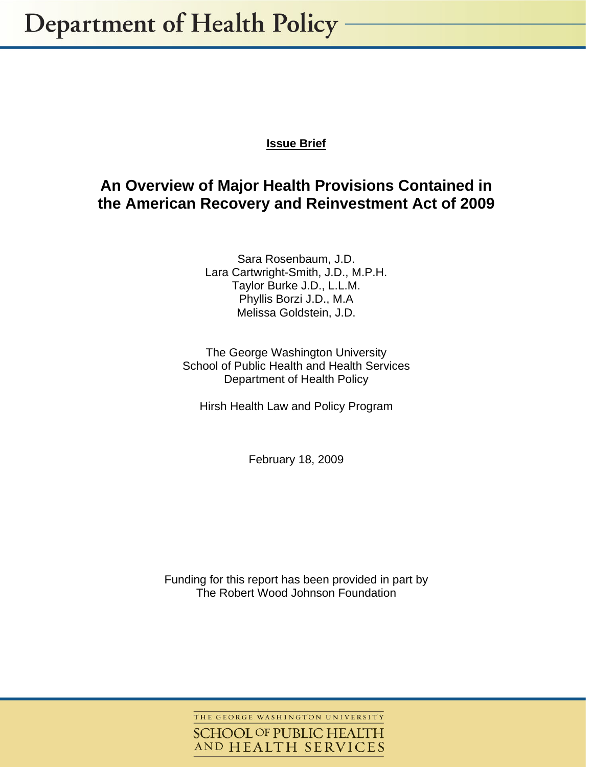# Department of Health Policy

**Issue Brief**

## An Overview of Major Health Provisions Contained in the American Recovery and Reinvestment Act of 2009

Sara Rosenbaum, J.D.
Lara Cartwright-Smith, J.D., M.P.H.
Taylor Burke J.D., L.L.M.
Phyllis Borzi J.D., M.A
Melissa Goldstein, J.D.

The George Washington University
School of Public Health and Health Services
Department of Health Policy

Hirsh Health Law and Policy Program

February 18, 2009

Funding for this report has been provided in part by
The Robert Wood Johnson Foundation

THE GEORGE WASHINGTON UNIVERSITY
SCHOOL OF PUBLIC HEALTH
AND HEALTH SERVICES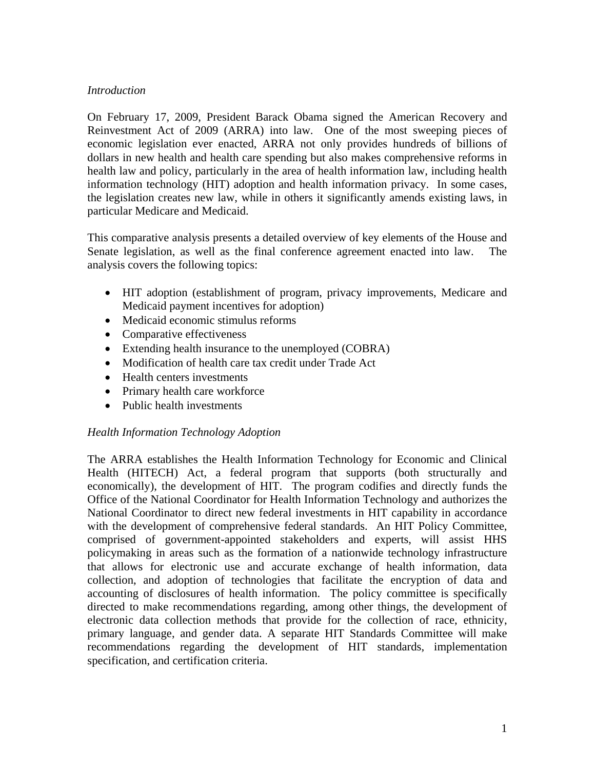*Introduction*

On February 17, 2009, President Barack Obama signed the American Recovery and Reinvestment Act of 2009 (ARRA) into law. One of the most sweeping pieces of economic legislation ever enacted, ARRA not only provides hundreds of billions of dollars in new health and health care spending but also makes comprehensive reforms in health law and policy, particularly in the area of health information law, including health information technology (HIT) adoption and health information privacy. In some cases, the legislation creates new law, while in others it significantly amends existing laws, in particular Medicare and Medicaid.

This comparative analysis presents a detailed overview of key elements of the House and Senate legislation, as well as the final conference agreement enacted into law. The analysis covers the following topics:

- HIT adoption (establishment of program, privacy improvements, Medicare and Medicaid payment incentives for adoption)
- Medicaid economic stimulus reforms
- Comparative effectiveness
- Extending health insurance to the unemployed (COBRA)
- Modification of health care tax credit under Trade Act
- Health centers investments
- Primary health care workforce
- Public health investments

*Health Information Technology Adoption*

The ARRA establishes the Health Information Technology for Economic and Clinical Health (HITECH) Act, a federal program that supports (both structurally and economically), the development of HIT. The program codifies and directly funds the Office of the National Coordinator for Health Information Technology and authorizes the National Coordinator to direct new federal investments in HIT capability in accordance with the development of comprehensive federal standards. An HIT Policy Committee, comprised of government-appointed stakeholders and experts, will assist HHS policymaking in areas such as the formation of a nationwide technology infrastructure that allows for electronic use and accurate exchange of health information, data collection, and adoption of technologies that facilitate the encryption of data and accounting of disclosures of health information. The policy committee is specifically directed to make recommendations regarding, among other things, the development of electronic data collection methods that provide for the collection of race, ethnicity, primary language, and gender data. A separate HIT Standards Committee will make recommendations regarding the development of HIT standards, implementation specification, and certification criteria.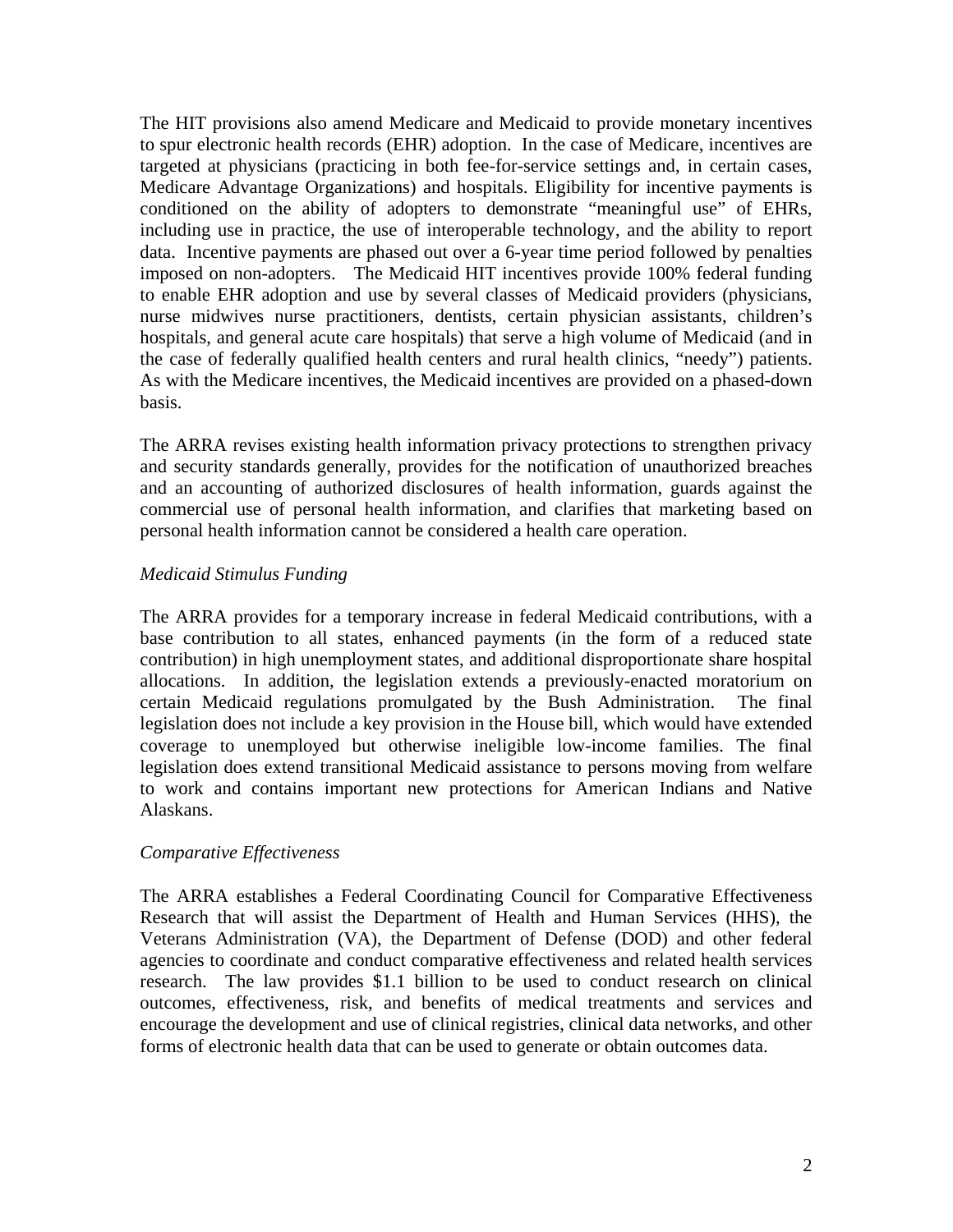The HIT provisions also amend Medicare and Medicaid to provide monetary incentives to spur electronic health records (EHR) adoption. In the case of Medicare, incentives are targeted at physicians (practicing in both fee-for-service settings and, in certain cases, Medicare Advantage Organizations) and hospitals. Eligibility for incentive payments is conditioned on the ability of adopters to demonstrate "meaningful use" of EHRs, including use in practice, the use of interoperable technology, and the ability to report data. Incentive payments are phased out over a 6-year time period followed by penalties imposed on non-adopters. The Medicaid HIT incentives provide 100% federal funding to enable EHR adoption and use by several classes of Medicaid providers (physicians, nurse midwives nurse practitioners, dentists, certain physician assistants, children's hospitals, and general acute care hospitals) that serve a high volume of Medicaid (and in the case of federally qualified health centers and rural health clinics, "needy") patients. As with the Medicare incentives, the Medicaid incentives are provided on a phased-down basis.

The ARRA revises existing health information privacy protections to strengthen privacy and security standards generally, provides for the notification of unauthorized breaches and an accounting of authorized disclosures of health information, guards against the commercial use of personal health information, and clarifies that marketing based on personal health information cannot be considered a health care operation.

*Medicaid Stimulus Funding*

The ARRA provides for a temporary increase in federal Medicaid contributions, with a base contribution to all states, enhanced payments (in the form of a reduced state contribution) in high unemployment states, and additional disproportionate share hospital allocations. In addition, the legislation extends a previously-enacted moratorium on certain Medicaid regulations promulgated by the Bush Administration. The final legislation does not include a key provision in the House bill, which would have extended coverage to unemployed but otherwise ineligible low-income families. The final legislation does extend transitional Medicaid assistance to persons moving from welfare to work and contains important new protections for American Indians and Native Alaskans.

*Comparative Effectiveness*

The ARRA establishes a Federal Coordinating Council for Comparative Effectiveness Research that will assist the Department of Health and Human Services (HHS), the Veterans Administration (VA), the Department of Defense (DOD) and other federal agencies to coordinate and conduct comparative effectiveness and related health services research. The law provides $1.1 billion to be used to conduct research on clinical outcomes, effectiveness, risk, and benefits of medical treatments and services and encourage the development and use of clinical registries, clinical data networks, and other forms of electronic health data that can be used to generate or obtain outcomes data.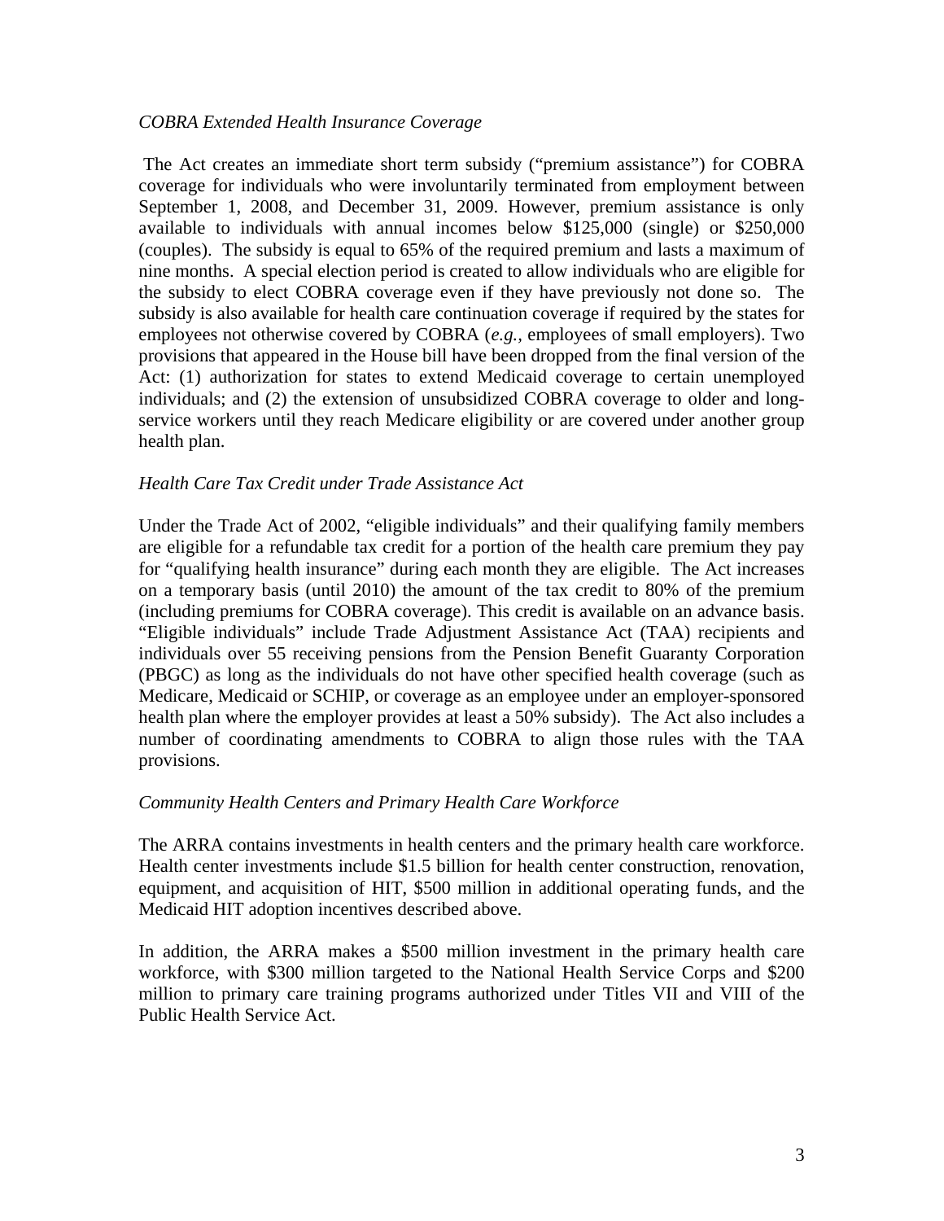*COBRA Extended Health Insurance Coverage*

The Act creates an immediate short term subsidy ("premium assistance") for COBRA coverage for individuals who were involuntarily terminated from employment between September 1, 2008, and December 31, 2009. However, premium assistance is only available to individuals with annual incomes below $125,000 (single) or $250,000 (couples). The subsidy is equal to 65% of the required premium and lasts a maximum of nine months. A special election period is created to allow individuals who are eligible for the subsidy to elect COBRA coverage even if they have previously not done so. The subsidy is also available for health care continuation coverage if required by the states for employees not otherwise covered by COBRA (*e.g.*, employees of small employers). Two provisions that appeared in the House bill have been dropped from the final version of the Act: (1) authorization for states to extend Medicaid coverage to certain unemployed individuals; and (2) the extension of unsubsidized COBRA coverage to older and long-service workers until they reach Medicare eligibility or are covered under another group health plan.

*Health Care Tax Credit under Trade Assistance Act*

Under the Trade Act of 2002, "eligible individuals" and their qualifying family members are eligible for a refundable tax credit for a portion of the health care premium they pay for "qualifying health insurance" during each month they are eligible. The Act increases on a temporary basis (until 2010) the amount of the tax credit to 80% of the premium (including premiums for COBRA coverage). This credit is available on an advance basis. "Eligible individuals" include Trade Adjustment Assistance Act (TAA) recipients and individuals over 55 receiving pensions from the Pension Benefit Guaranty Corporation (PBGC) as long as the individuals do not have other specified health coverage (such as Medicare, Medicaid or SCHIP, or coverage as an employee under an employer-sponsored health plan where the employer provides at least a 50% subsidy). The Act also includes a number of coordinating amendments to COBRA to align those rules with the TAA provisions.

*Community Health Centers and Primary Health Care Workforce*

The ARRA contains investments in health centers and the primary health care workforce. Health center investments include $1.5 billion for health center construction, renovation, equipment, and acquisition of HIT, $500 million in additional operating funds, and the Medicaid HIT adoption incentives described above.

In addition, the ARRA makes a $500 million investment in the primary health care workforce, with $300 million targeted to the National Health Service Corps and $200 million to primary care training programs authorized under Titles VII and VIII of the Public Health Service Act.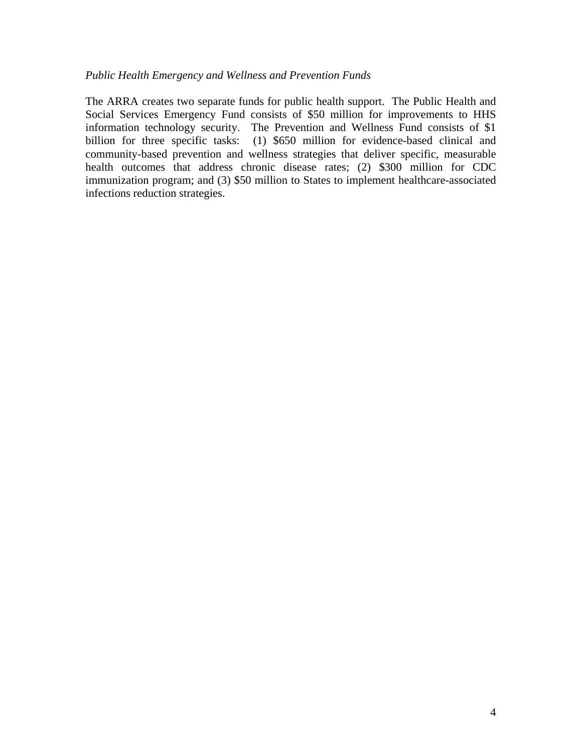*Public Health Emergency and Wellness and Prevention Funds*

The ARRA creates two separate funds for public health support. The Public Health and Social Services Emergency Fund consists of $50 million for improvements to HHS information technology security. The Prevention and Wellness Fund consists of $1 billion for three specific tasks: (1) $650 million for evidence-based clinical and community-based prevention and wellness strategies that deliver specific, measurable health outcomes that address chronic disease rates; (2) $300 million for CDC immunization program; and (3) $50 million to States to implement healthcare-associated infections reduction strategies.